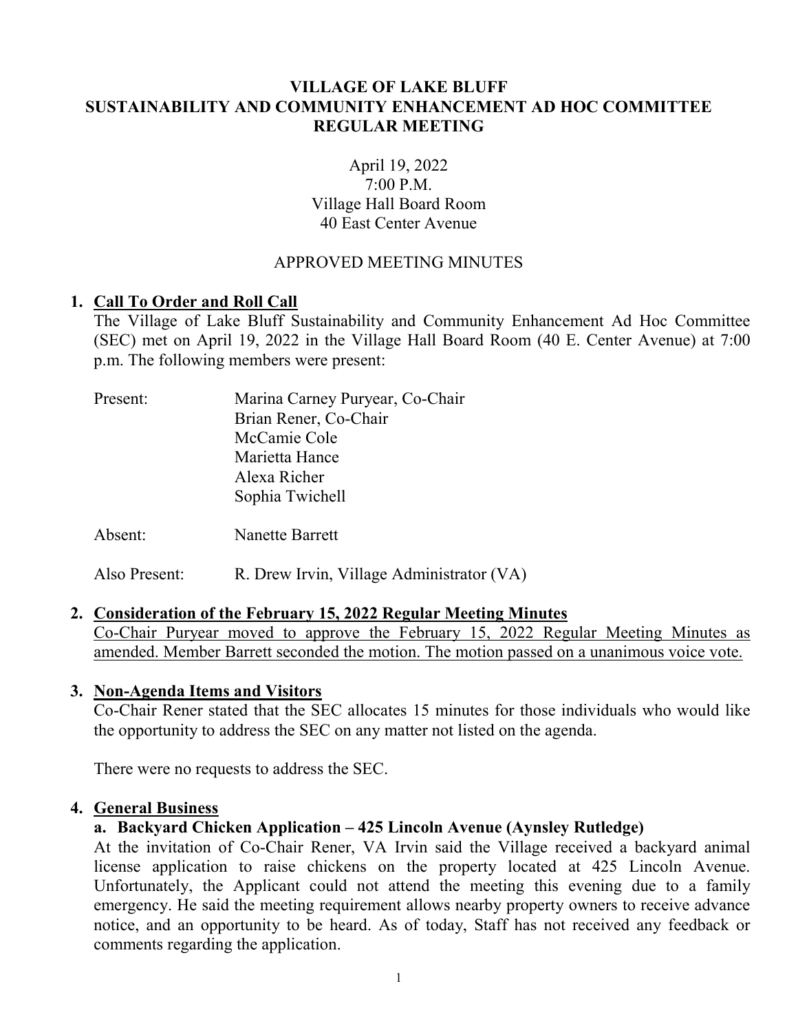# VILLAGE OF LAKE BLUFF
# SUSTAINABILITY AND COMMUNITY ENHANCEMENT AD HOC COMMITTEE
# REGULAR MEETING

April 19, 2022
7:00 P.M.
Village Hall Board Room
40 East Center Avenue

APPROVED MEETING MINUTES

## 1. Call To Order and Roll Call

The Village of Lake Bluff Sustainability and Community Enhancement Ad Hoc Committee (SEC) met on April 19, 2022 in the Village Hall Board Room (40 E. Center Avenue) at 7:00 p.m. The following members were present:

| | |
|---|---|
| Present: | Marina Carney Puryear, Co-Chair |
| | Brian Rener, Co-Chair |
| | McCamie Cole |
| | Marietta Hance |
| | Alexa Richer |
| | Sophia Twichell |
| Absent: | Nanette Barrett |
| Also Present: | R. Drew Irvin, Village Administrator (VA) |

## 2. Consideration of the February 15, 2022 Regular Meeting Minutes

Co-Chair Puryear moved to approve the February 15, 2022 Regular Meeting Minutes as amended. Member Barrett seconded the motion. The motion passed on a unanimous voice vote.

## 3. Non-Agenda Items and Visitors

Co-Chair Rener stated that the SEC allocates 15 minutes for those individuals who would like the opportunity to address the SEC on any matter not listed on the agenda.

There were no requests to address the SEC.

## 4. General Business

### a. Backyard Chicken Application – 425 Lincoln Avenue (Aynsley Rutledge)

At the invitation of Co-Chair Rener, VA Irvin said the Village received a backyard animal license application to raise chickens on the property located at 425 Lincoln Avenue. Unfortunately, the Applicant could not attend the meeting this evening due to a family emergency. He said the meeting requirement allows nearby property owners to receive advance notice, and an opportunity to be heard. As of today, Staff has not received any feedback or comments regarding the application.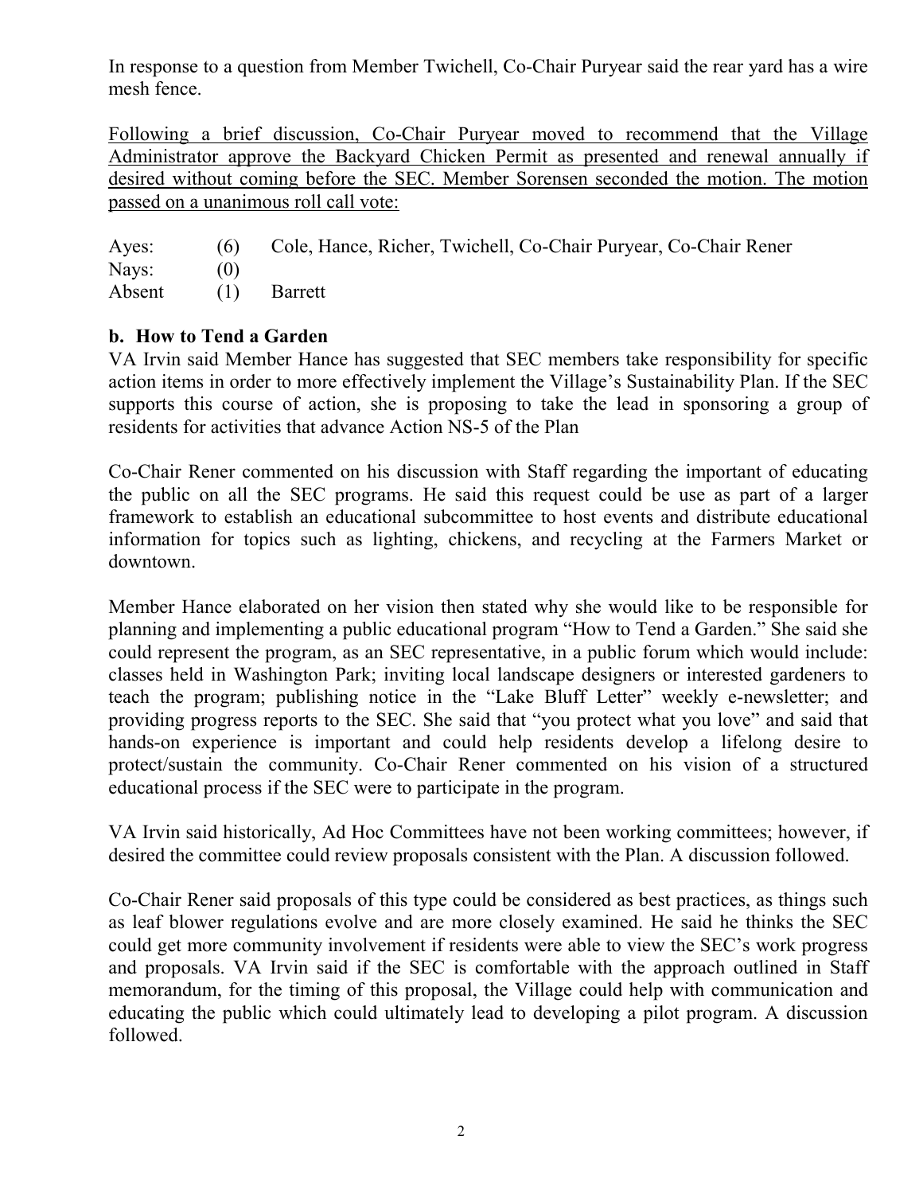In response to a question from Member Twichell, Co-Chair Puryear said the rear yard has a wire mesh fence.

<u>Following a brief discussion, Co-Chair Puryear moved to recommend that the Village Administrator approve the Backyard Chicken Permit as presented and renewal annually if desired without coming before the SEC. Member Sorensen seconded the motion. The motion passed on a unanimous roll call vote:</u>

| | | |
|---|---|---|
| Ayes: | (6) | Cole, Hance, Richer, Twichell, Co-Chair Puryear, Co-Chair Rener |
| Nays: | (0) | |
| Absent | (1) | Barrett |

**b. How to Tend a Garden**

VA Irvin said Member Hance has suggested that SEC members take responsibility for specific action items in order to more effectively implement the Village's Sustainability Plan. If the SEC supports this course of action, she is proposing to take the lead in sponsoring a group of residents for activities that advance Action NS-5 of the Plan

Co-Chair Rener commented on his discussion with Staff regarding the important of educating the public on all the SEC programs. He said this request could be use as part of a larger framework to establish an educational subcommittee to host events and distribute educational information for topics such as lighting, chickens, and recycling at the Farmers Market or downtown.

Member Hance elaborated on her vision then stated why she would like to be responsible for planning and implementing a public educational program "How to Tend a Garden." She said she could represent the program, as an SEC representative, in a public forum which would include: classes held in Washington Park; inviting local landscape designers or interested gardeners to teach the program; publishing notice in the "Lake Bluff Letter" weekly e-newsletter; and providing progress reports to the SEC. She said that "you protect what you love" and said that hands-on experience is important and could help residents develop a lifelong desire to protect/sustain the community. Co-Chair Rener commented on his vision of a structured educational process if the SEC were to participate in the program.

VA Irvin said historically, Ad Hoc Committees have not been working committees; however, if desired the committee could review proposals consistent with the Plan. A discussion followed.

Co-Chair Rener said proposals of this type could be considered as best practices, as things such as leaf blower regulations evolve and are more closely examined. He said he thinks the SEC could get more community involvement if residents were able to view the SEC's work progress and proposals. VA Irvin said if the SEC is comfortable with the approach outlined in Staff memorandum, for the timing of this proposal, the Village could help with communication and educating the public which could ultimately lead to developing a pilot program. A discussion followed.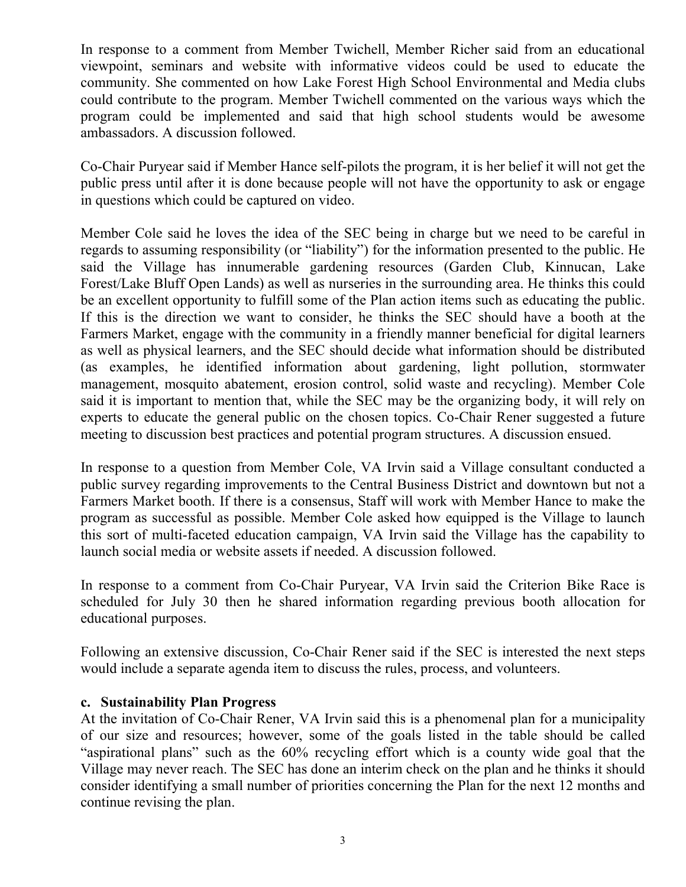In response to a comment from Member Twichell, Member Richer said from an educational viewpoint, seminars and website with informative videos could be used to educate the community. She commented on how Lake Forest High School Environmental and Media clubs could contribute to the program. Member Twichell commented on the various ways which the program could be implemented and said that high school students would be awesome ambassadors. A discussion followed.

Co-Chair Puryear said if Member Hance self-pilots the program, it is her belief it will not get the public press until after it is done because people will not have the opportunity to ask or engage in questions which could be captured on video.

Member Cole said he loves the idea of the SEC being in charge but we need to be careful in regards to assuming responsibility (or "liability") for the information presented to the public. He said the Village has innumerable gardening resources (Garden Club, Kinnucan, Lake Forest/Lake Bluff Open Lands) as well as nurseries in the surrounding area. He thinks this could be an excellent opportunity to fulfill some of the Plan action items such as educating the public. If this is the direction we want to consider, he thinks the SEC should have a booth at the Farmers Market, engage with the community in a friendly manner beneficial for digital learners as well as physical learners, and the SEC should decide what information should be distributed (as examples, he identified information about gardening, light pollution, stormwater management, mosquito abatement, erosion control, solid waste and recycling). Member Cole said it is important to mention that, while the SEC may be the organizing body, it will rely on experts to educate the general public on the chosen topics. Co-Chair Rener suggested a future meeting to discussion best practices and potential program structures. A discussion ensued.

In response to a question from Member Cole, VA Irvin said a Village consultant conducted a public survey regarding improvements to the Central Business District and downtown but not a Farmers Market booth. If there is a consensus, Staff will work with Member Hance to make the program as successful as possible. Member Cole asked how equipped is the Village to launch this sort of multi-faceted education campaign, VA Irvin said the Village has the capability to launch social media or website assets if needed. A discussion followed.

In response to a comment from Co-Chair Puryear, VA Irvin said the Criterion Bike Race is scheduled for July 30 then he shared information regarding previous booth allocation for educational purposes.

Following an extensive discussion, Co-Chair Rener said if the SEC is interested the next steps would include a separate agenda item to discuss the rules, process, and volunteers.

**c. Sustainability Plan Progress**

At the invitation of Co-Chair Rener, VA Irvin said this is a phenomenal plan for a municipality of our size and resources; however, some of the goals listed in the table should be called "aspirational plans" such as the 60% recycling effort which is a county wide goal that the Village may never reach. The SEC has done an interim check on the plan and he thinks it should consider identifying a small number of priorities concerning the Plan for the next 12 months and continue revising the plan.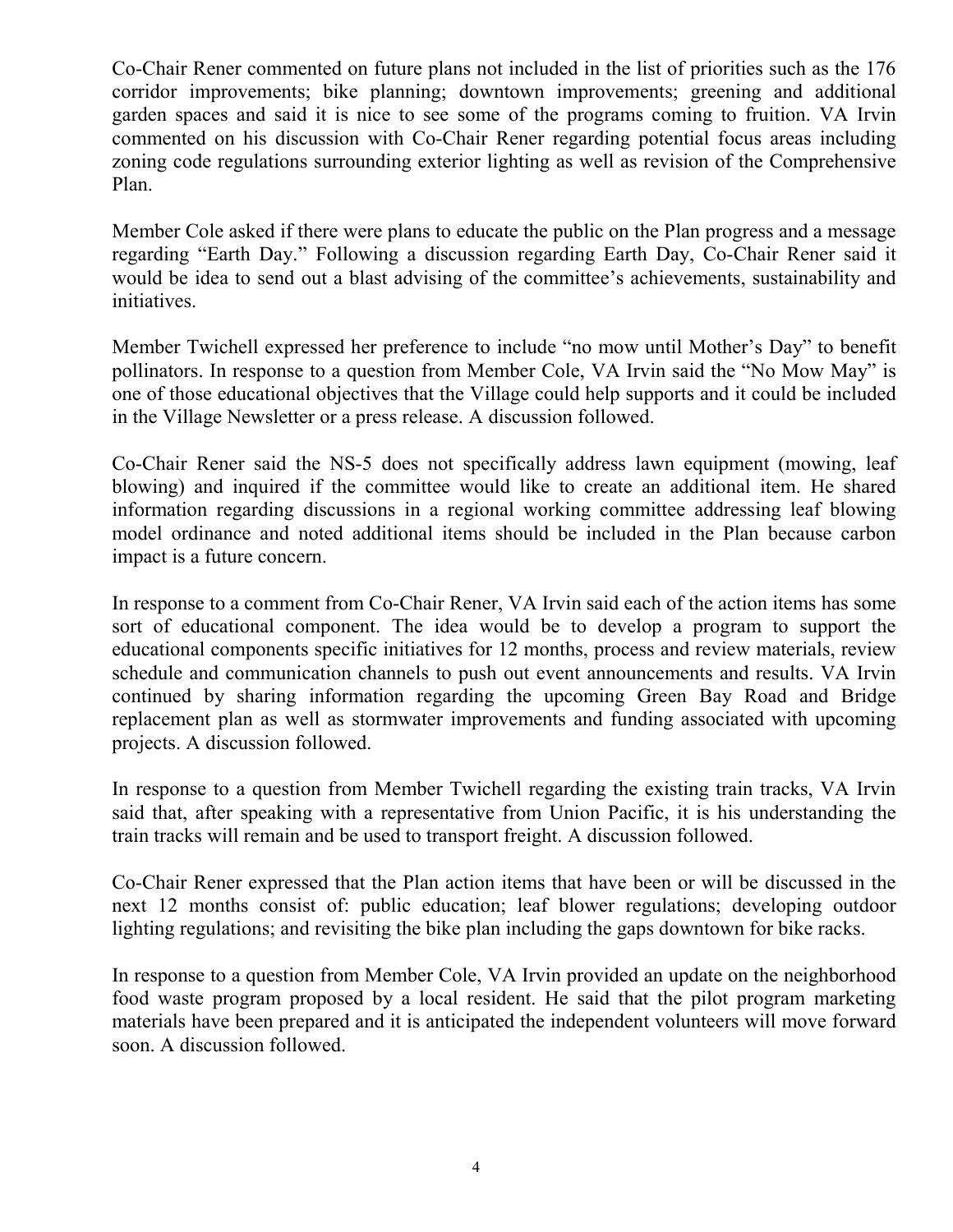Co-Chair Rener commented on future plans not included in the list of priorities such as the 176 corridor improvements; bike planning; downtown improvements; greening and additional garden spaces and said it is nice to see some of the programs coming to fruition. VA Irvin commented on his discussion with Co-Chair Rener regarding potential focus areas including zoning code regulations surrounding exterior lighting as well as revision of the Comprehensive Plan.

Member Cole asked if there were plans to educate the public on the Plan progress and a message regarding "Earth Day." Following a discussion regarding Earth Day, Co-Chair Rener said it would be idea to send out a blast advising of the committee's achievements, sustainability and initiatives.

Member Twichell expressed her preference to include "no mow until Mother's Day" to benefit pollinators. In response to a question from Member Cole, VA Irvin said the "No Mow May" is one of those educational objectives that the Village could help supports and it could be included in the Village Newsletter or a press release. A discussion followed.

Co-Chair Rener said the NS-5 does not specifically address lawn equipment (mowing, leaf blowing) and inquired if the committee would like to create an additional item. He shared information regarding discussions in a regional working committee addressing leaf blowing model ordinance and noted additional items should be included in the Plan because carbon impact is a future concern.

In response to a comment from Co-Chair Rener, VA Irvin said each of the action items has some sort of educational component. The idea would be to develop a program to support the educational components specific initiatives for 12 months, process and review materials, review schedule and communication channels to push out event announcements and results. VA Irvin continued by sharing information regarding the upcoming Green Bay Road and Bridge replacement plan as well as stormwater improvements and funding associated with upcoming projects. A discussion followed.

In response to a question from Member Twichell regarding the existing train tracks, VA Irvin said that, after speaking with a representative from Union Pacific, it is his understanding the train tracks will remain and be used to transport freight. A discussion followed.

Co-Chair Rener expressed that the Plan action items that have been or will be discussed in the next 12 months consist of: public education; leaf blower regulations; developing outdoor lighting regulations; and revisiting the bike plan including the gaps downtown for bike racks.

In response to a question from Member Cole, VA Irvin provided an update on the neighborhood food waste program proposed by a local resident. He said that the pilot program marketing materials have been prepared and it is anticipated the independent volunteers will move forward soon. A discussion followed.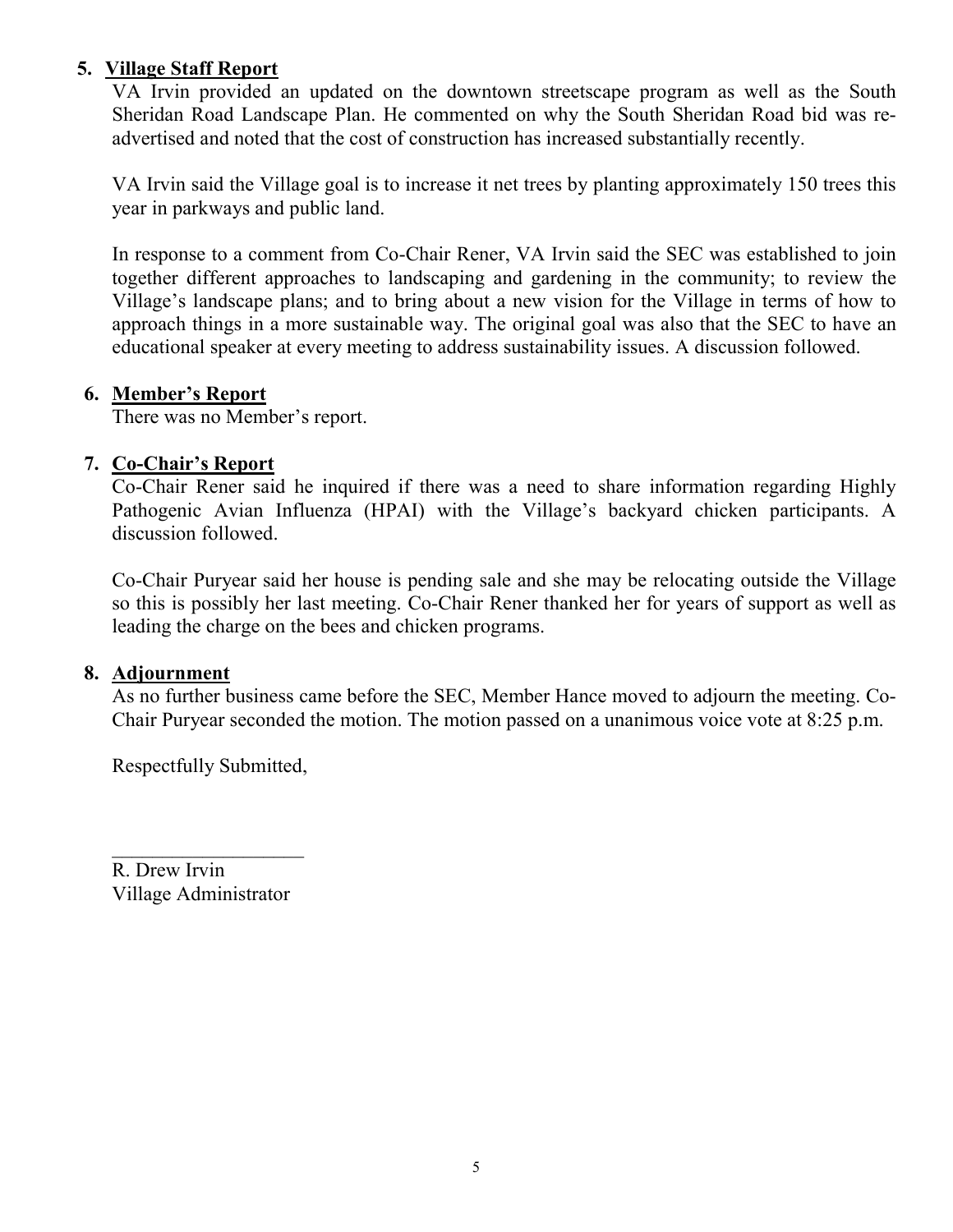5. **Village Staff Report**

   VA Irvin provided an updated on the downtown streetscape program as well as the South Sheridan Road Landscape Plan. He commented on why the South Sheridan Road bid was re-advertised and noted that the cost of construction has increased substantially recently.

   VA Irvin said the Village goal is to increase it net trees by planting approximately 150 trees this year in parkways and public land.

   In response to a comment from Co-Chair Rener, VA Irvin said the SEC was established to join together different approaches to landscaping and gardening in the community; to review the Village's landscape plans; and to bring about a new vision for the Village in terms of how to approach things in a more sustainable way. The original goal was also that the SEC to have an educational speaker at every meeting to address sustainability issues. A discussion followed.

6. **Member's Report**

   There was no Member's report.

7. **Co-Chair's Report**

   Co-Chair Rener said he inquired if there was a need to share information regarding Highly Pathogenic Avian Influenza (HPAI) with the Village's backyard chicken participants. A discussion followed.

   Co-Chair Puryear said her house is pending sale and she may be relocating outside the Village so this is possibly her last meeting. Co-Chair Rener thanked her for years of support as well as leading the charge on the bees and chicken programs.

8. **Adjournment**

   As no further business came before the SEC, Member Hance moved to adjourn the meeting. Co-Chair Puryear seconded the motion. The motion passed on a unanimous voice vote at 8:25 p.m.

   Respectfully Submitted,

   \_\_\_\_\_\_\_\_\_\_\_\_\_\_\_\_\_\_\_\_

   R. Drew Irvin
   Village Administrator